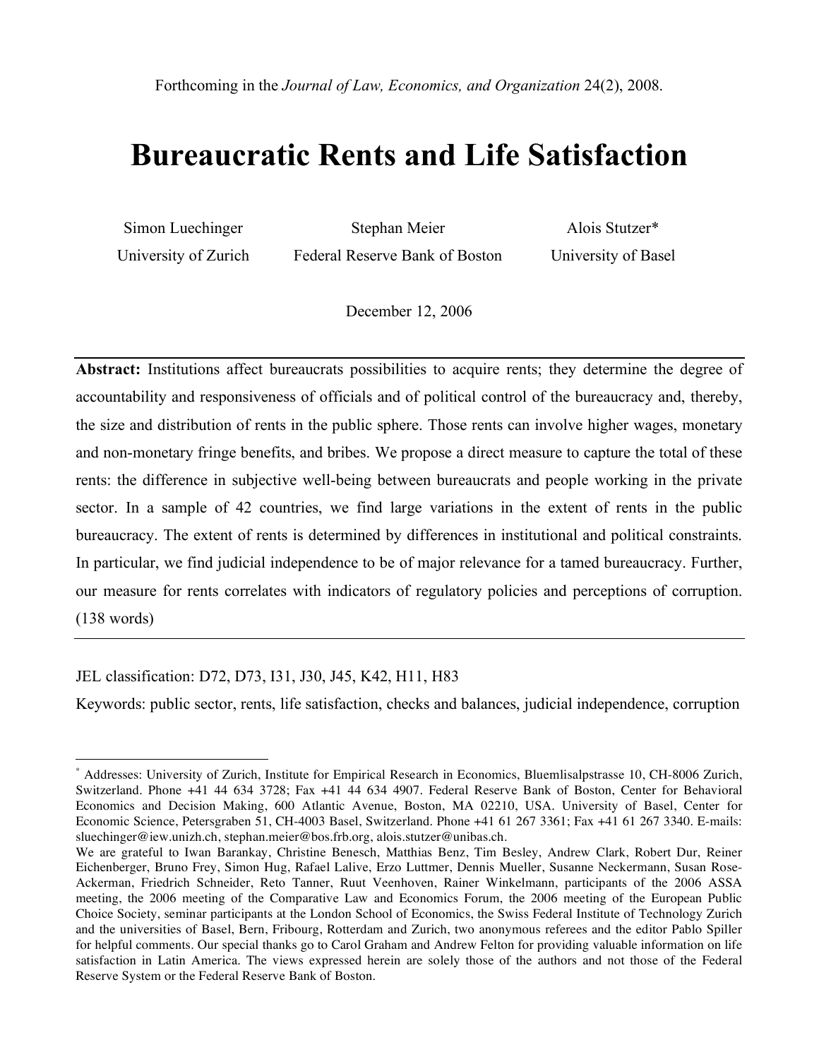Forthcoming in the *Journal of Law, Economics, and Organization* 24(2), 2008.

# Bureaucratic Rents and Life Satisfaction

Simon Luechinger
University of Zurich

Stephan Meier
Federal Reserve Bank of Boston

Alois Stutzer*
University of Basel

December 12, 2006

---

**Abstract:** Institutions affect bureaucrats possibilities to acquire rents; they determine the degree of accountability and responsiveness of officials and of political control of the bureaucracy and, thereby, the size and distribution of rents in the public sphere. Those rents can involve higher wages, monetary and non-monetary fringe benefits, and bribes. We propose a direct measure to capture the total of these rents: the difference in subjective well-being between bureaucrats and people working in the private sector. In a sample of 42 countries, we find large variations in the extent of rents in the public bureaucracy. The extent of rents is determined by differences in institutional and political constraints. In particular, we find judicial independence to be of major relevance for a tamed bureaucracy. Further, our measure for rents correlates with indicators of regulatory policies and perceptions of corruption. (138 words)

---

JEL classification: D72, D73, I31, J30, J45, K42, H11, H83

Keywords: public sector, rents, life satisfaction, checks and balances, judicial independence, corruption

---

* Addresses: University of Zurich, Institute for Empirical Research in Economics, Bluemlisalpstrasse 10, CH-8006 Zurich, Switzerland. Phone +41 44 634 3728; Fax +41 44 634 4907. Federal Reserve Bank of Boston, Center for Behavioral Economics and Decision Making, 600 Atlantic Avenue, Boston, MA 02210, USA. University of Basel, Center for Economic Science, Petersgraben 51, CH-4003 Basel, Switzerland. Phone +41 61 267 3361; Fax +41 61 267 3340. E-mails: sluechinger@iew.unizh.ch, stephan.meier@bos.frb.org, alois.stutzer@unibas.ch.

We are grateful to Iwan Barankay, Christine Benesch, Matthias Benz, Tim Besley, Andrew Clark, Robert Dur, Reiner Eichenberger, Bruno Frey, Simon Hug, Rafael Lalive, Erzo Luttmer, Dennis Mueller, Susanne Neckermann, Susan Rose-Ackerman, Friedrich Schneider, Reto Tanner, Ruut Veenhoven, Rainer Winkelmann, participants of the 2006 ASSA meeting, the 2006 meeting of the Comparative Law and Economics Forum, the 2006 meeting of the European Public Choice Society, seminar participants at the London School of Economics, the Swiss Federal Institute of Technology Zurich and the universities of Basel, Bern, Fribourg, Rotterdam and Zurich, two anonymous referees and the editor Pablo Spiller for helpful comments. Our special thanks go to Carol Graham and Andrew Felton for providing valuable information on life satisfaction in Latin America. The views expressed herein are solely those of the authors and not those of the Federal Reserve System or the Federal Reserve Bank of Boston.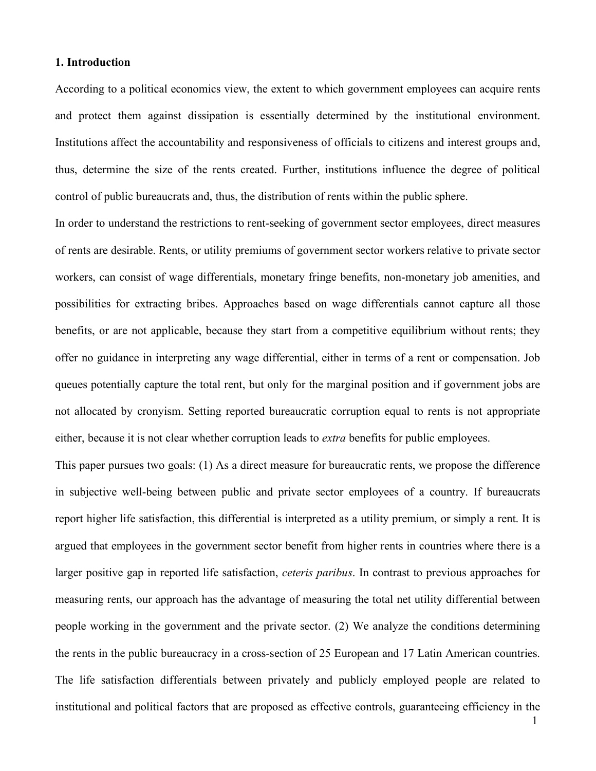## 1. Introduction

According to a political economics view, the extent to which government employees can acquire rents and protect them against dissipation is essentially determined by the institutional environment. Institutions affect the accountability and responsiveness of officials to citizens and interest groups and, thus, determine the size of the rents created. Further, institutions influence the degree of political control of public bureaucrats and, thus, the distribution of rents within the public sphere.

In order to understand the restrictions to rent-seeking of government sector employees, direct measures of rents are desirable. Rents, or utility premiums of government sector workers relative to private sector workers, can consist of wage differentials, monetary fringe benefits, non-monetary job amenities, and possibilities for extracting bribes. Approaches based on wage differentials cannot capture all those benefits, or are not applicable, because they start from a competitive equilibrium without rents; they offer no guidance in interpreting any wage differential, either in terms of a rent or compensation. Job queues potentially capture the total rent, but only for the marginal position and if government jobs are not allocated by cronyism. Setting reported bureaucratic corruption equal to rents is not appropriate either, because it is not clear whether corruption leads to *extra* benefits for public employees.

This paper pursues two goals: (1) As a direct measure for bureaucratic rents, we propose the difference in subjective well-being between public and private sector employees of a country. If bureaucrats report higher life satisfaction, this differential is interpreted as a utility premium, or simply a rent. It is argued that employees in the government sector benefit from higher rents in countries where there is a larger positive gap in reported life satisfaction, *ceteris paribus*. In contrast to previous approaches for measuring rents, our approach has the advantage of measuring the total net utility differential between people working in the government and the private sector. (2) We analyze the conditions determining the rents in the public bureaucracy in a cross-section of 25 European and 17 Latin American countries. The life satisfaction differentials between privately and publicly employed people are related to institutional and political factors that are proposed as effective controls, guaranteeing efficiency in the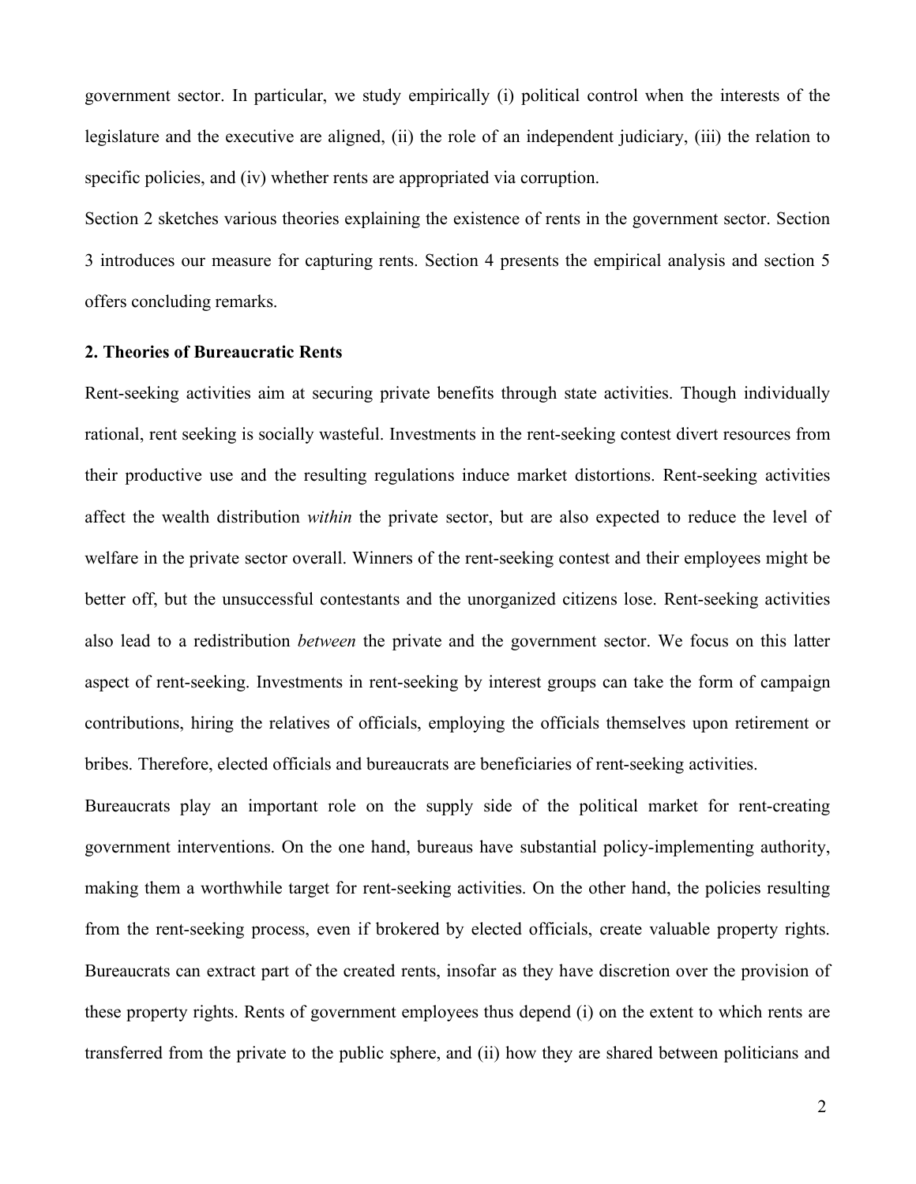government sector. In particular, we study empirically (i) political control when the interests of the legislature and the executive are aligned, (ii) the role of an independent judiciary, (iii) the relation to specific policies, and (iv) whether rents are appropriated via corruption.

Section 2 sketches various theories explaining the existence of rents in the government sector. Section 3 introduces our measure for capturing rents. Section 4 presents the empirical analysis and section 5 offers concluding remarks.

## 2. Theories of Bureaucratic Rents

Rent-seeking activities aim at securing private benefits through state activities. Though individually rational, rent seeking is socially wasteful. Investments in the rent-seeking contest divert resources from their productive use and the resulting regulations induce market distortions. Rent-seeking activities affect the wealth distribution *within* the private sector, but are also expected to reduce the level of welfare in the private sector overall. Winners of the rent-seeking contest and their employees might be better off, but the unsuccessful contestants and the unorganized citizens lose. Rent-seeking activities also lead to a redistribution *between* the private and the government sector. We focus on this latter aspect of rent-seeking. Investments in rent-seeking by interest groups can take the form of campaign contributions, hiring the relatives of officials, employing the officials themselves upon retirement or bribes. Therefore, elected officials and bureaucrats are beneficiaries of rent-seeking activities.

Bureaucrats play an important role on the supply side of the political market for rent-creating government interventions. On the one hand, bureaus have substantial policy-implementing authority, making them a worthwhile target for rent-seeking activities. On the other hand, the policies resulting from the rent-seeking process, even if brokered by elected officials, create valuable property rights. Bureaucrats can extract part of the created rents, insofar as they have discretion over the provision of these property rights. Rents of government employees thus depend (i) on the extent to which rents are transferred from the private to the public sphere, and (ii) how they are shared between politicians and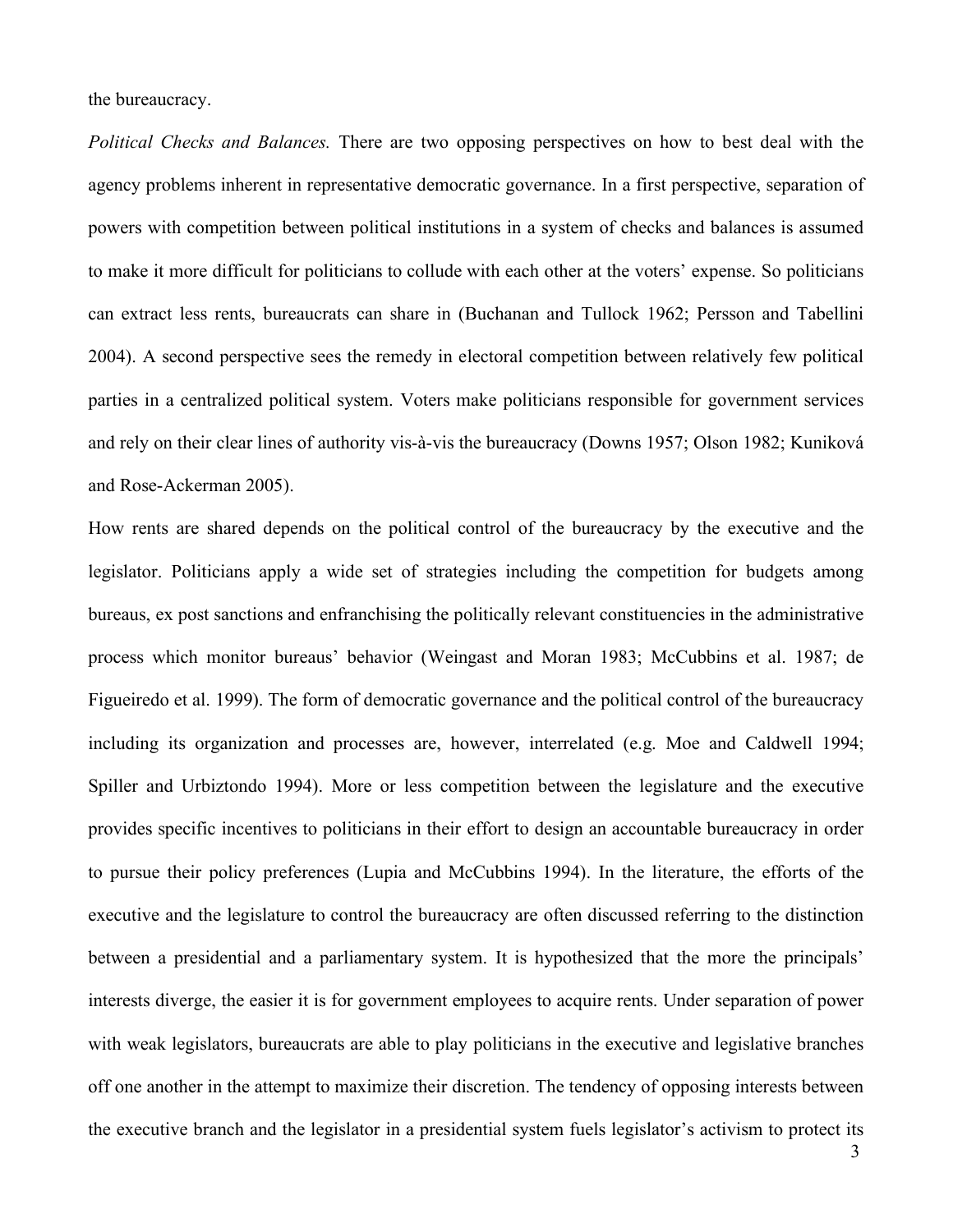the bureaucracy.

*Political Checks and Balances.* There are two opposing perspectives on how to best deal with the agency problems inherent in representative democratic governance. In a first perspective, separation of powers with competition between political institutions in a system of checks and balances is assumed to make it more difficult for politicians to collude with each other at the voters' expense. So politicians can extract less rents, bureaucrats can share in (Buchanan and Tullock 1962; Persson and Tabellini 2004). A second perspective sees the remedy in electoral competition between relatively few political parties in a centralized political system. Voters make politicians responsible for government services and rely on their clear lines of authority vis-à-vis the bureaucracy (Downs 1957; Olson 1982; Kuniková and Rose-Ackerman 2005).

How rents are shared depends on the political control of the bureaucracy by the executive and the legislator. Politicians apply a wide set of strategies including the competition for budgets among bureaus, ex post sanctions and enfranchising the politically relevant constituencies in the administrative process which monitor bureaus' behavior (Weingast and Moran 1983; McCubbins et al. 1987; de Figueiredo et al. 1999). The form of democratic governance and the political control of the bureaucracy including its organization and processes are, however, interrelated (e.g. Moe and Caldwell 1994; Spiller and Urbiztondo 1994). More or less competition between the legislature and the executive provides specific incentives to politicians in their effort to design an accountable bureaucracy in order to pursue their policy preferences (Lupia and McCubbins 1994). In the literature, the efforts of the executive and the legislature to control the bureaucracy are often discussed referring to the distinction between a presidential and a parliamentary system. It is hypothesized that the more the principals' interests diverge, the easier it is for government employees to acquire rents. Under separation of power with weak legislators, bureaucrats are able to play politicians in the executive and legislative branches off one another in the attempt to maximize their discretion. The tendency of opposing interests between the executive branch and the legislator in a presidential system fuels legislator's activism to protect its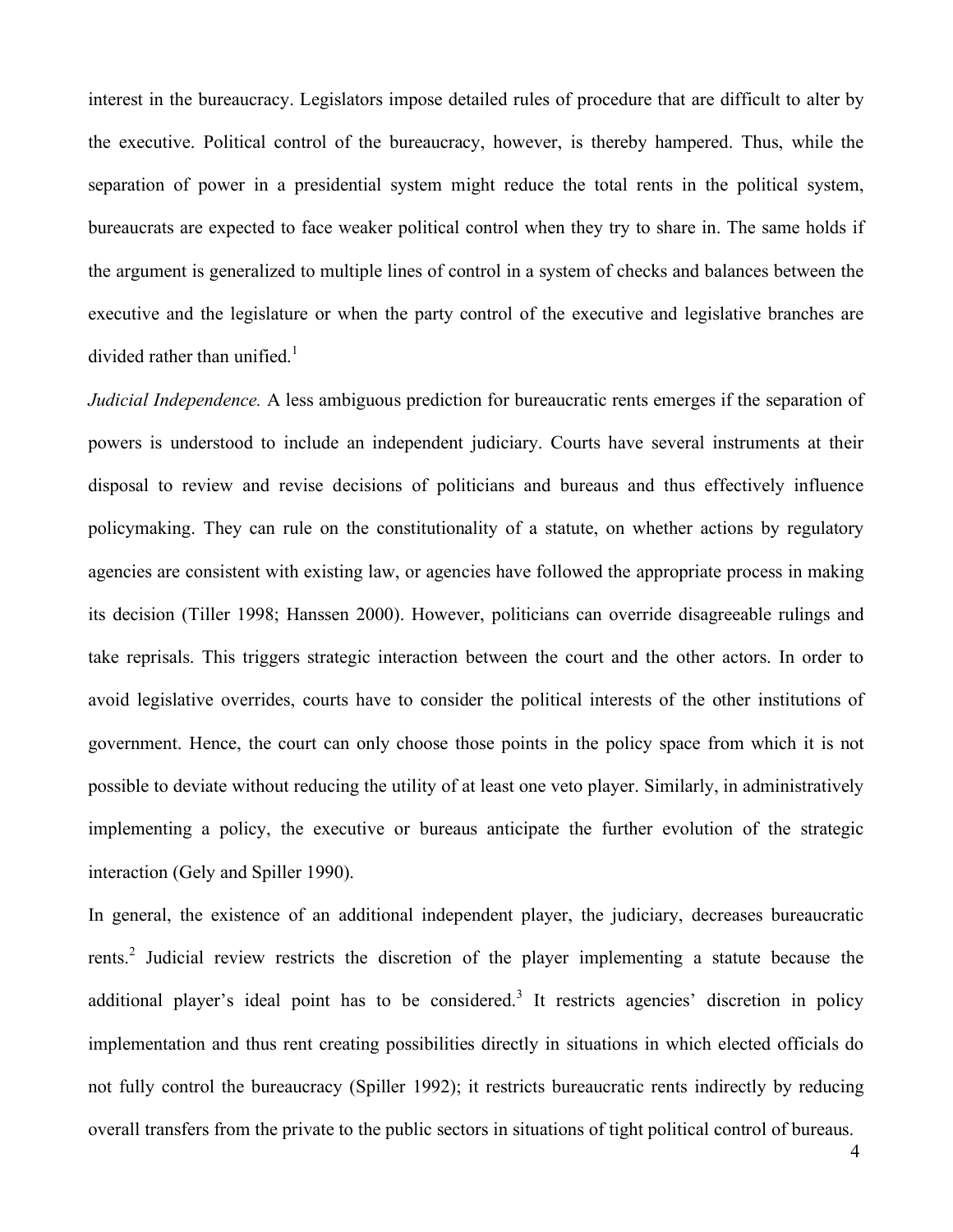interest in the bureaucracy. Legislators impose detailed rules of procedure that are difficult to alter by the executive. Political control of the bureaucracy, however, is thereby hampered. Thus, while the separation of power in a presidential system might reduce the total rents in the political system, bureaucrats are expected to face weaker political control when they try to share in. The same holds if the argument is generalized to multiple lines of control in a system of checks and balances between the executive and the legislature or when the party control of the executive and legislative branches are divided rather than unified.[1]

*Judicial Independence.* A less ambiguous prediction for bureaucratic rents emerges if the separation of powers is understood to include an independent judiciary. Courts have several instruments at their disposal to review and revise decisions of politicians and bureaus and thus effectively influence policymaking. They can rule on the constitutionality of a statute, on whether actions by regulatory agencies are consistent with existing law, or agencies have followed the appropriate process in making its decision (Tiller 1998; Hanssen 2000). However, politicians can override disagreeable rulings and take reprisals. This triggers strategic interaction between the court and the other actors. In order to avoid legislative overrides, courts have to consider the political interests of the other institutions of government. Hence, the court can only choose those points in the policy space from which it is not possible to deviate without reducing the utility of at least one veto player. Similarly, in administratively implementing a policy, the executive or bureaus anticipate the further evolution of the strategic interaction (Gely and Spiller 1990).

In general, the existence of an additional independent player, the judiciary, decreases bureaucratic rents.[2] Judicial review restricts the discretion of the player implementing a statute because the additional player's ideal point has to be considered.[3] It restricts agencies' discretion in policy implementation and thus rent creating possibilities directly in situations in which elected officials do not fully control the bureaucracy (Spiller 1992); it restricts bureaucratic rents indirectly by reducing overall transfers from the private to the public sectors in situations of tight political control of bureaus.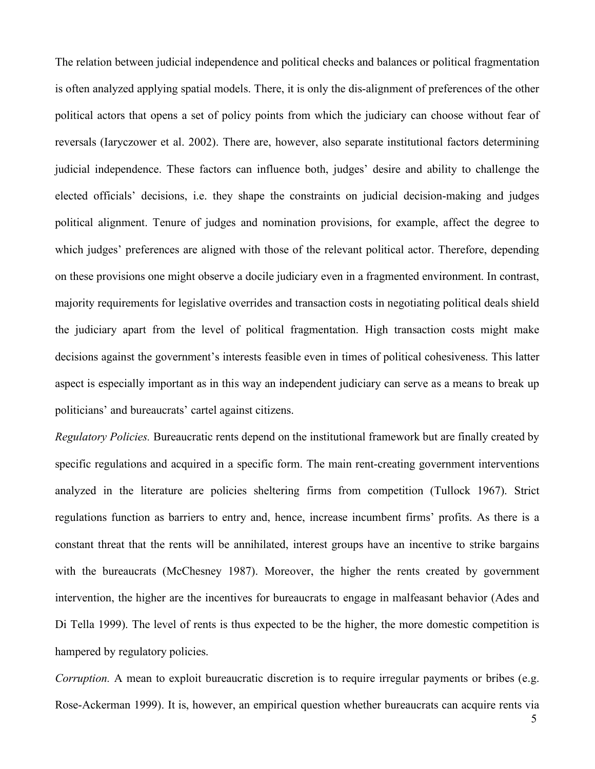The relation between judicial independence and political checks and balances or political fragmentation is often analyzed applying spatial models. There, it is only the dis-alignment of preferences of the other political actors that opens a set of policy points from which the judiciary can choose without fear of reversals (Iaryczower et al. 2002). There are, however, also separate institutional factors determining judicial independence. These factors can influence both, judges' desire and ability to challenge the elected officials' decisions, i.e. they shape the constraints on judicial decision-making and judges political alignment. Tenure of judges and nomination provisions, for example, affect the degree to which judges' preferences are aligned with those of the relevant political actor. Therefore, depending on these provisions one might observe a docile judiciary even in a fragmented environment. In contrast, majority requirements for legislative overrides and transaction costs in negotiating political deals shield the judiciary apart from the level of political fragmentation. High transaction costs might make decisions against the government's interests feasible even in times of political cohesiveness. This latter aspect is especially important as in this way an independent judiciary can serve as a means to break up politicians' and bureaucrats' cartel against citizens.

*Regulatory Policies.* Bureaucratic rents depend on the institutional framework but are finally created by specific regulations and acquired in a specific form. The main rent-creating government interventions analyzed in the literature are policies sheltering firms from competition (Tullock 1967). Strict regulations function as barriers to entry and, hence, increase incumbent firms' profits. As there is a constant threat that the rents will be annihilated, interest groups have an incentive to strike bargains with the bureaucrats (McChesney 1987). Moreover, the higher the rents created by government intervention, the higher are the incentives for bureaucrats to engage in malfeasant behavior (Ades and Di Tella 1999). The level of rents is thus expected to be the higher, the more domestic competition is hampered by regulatory policies.

*Corruption.* A mean to exploit bureaucratic discretion is to require irregular payments or bribes (e.g. Rose-Ackerman 1999). It is, however, an empirical question whether bureaucrats can acquire rents via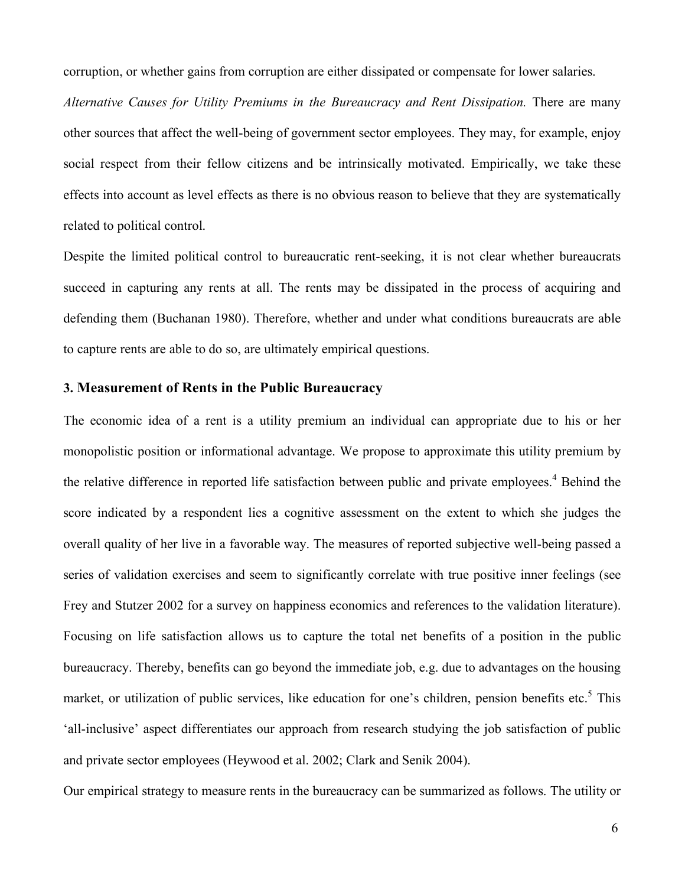corruption, or whether gains from corruption are either dissipated or compensate for lower salaries.

*Alternative Causes for Utility Premiums in the Bureaucracy and Rent Dissipation.* There are many other sources that affect the well-being of government sector employees. They may, for example, enjoy social respect from their fellow citizens and be intrinsically motivated. Empirically, we take these effects into account as level effects as there is no obvious reason to believe that they are systematically related to political control.

Despite the limited political control to bureaucratic rent-seeking, it is not clear whether bureaucrats succeed in capturing any rents at all. The rents may be dissipated in the process of acquiring and defending them (Buchanan 1980). Therefore, whether and under what conditions bureaucrats are able to capture rents are able to do so, are ultimately empirical questions.

### 3. Measurement of Rents in the Public Bureaucracy

The economic idea of a rent is a utility premium an individual can appropriate due to his or her monopolistic position or informational advantage. We propose to approximate this utility premium by the relative difference in reported life satisfaction between public and private employees.[4] Behind the score indicated by a respondent lies a cognitive assessment on the extent to which she judges the overall quality of her live in a favorable way. The measures of reported subjective well-being passed a series of validation exercises and seem to significantly correlate with true positive inner feelings (see Frey and Stutzer 2002 for a survey on happiness economics and references to the validation literature). Focusing on life satisfaction allows us to capture the total net benefits of a position in the public bureaucracy. Thereby, benefits can go beyond the immediate job, e.g. due to advantages on the housing market, or utilization of public services, like education for one's children, pension benefits etc.[5] This 'all-inclusive' aspect differentiates our approach from research studying the job satisfaction of public and private sector employees (Heywood et al. 2002; Clark and Senik 2004).

Our empirical strategy to measure rents in the bureaucracy can be summarized as follows. The utility or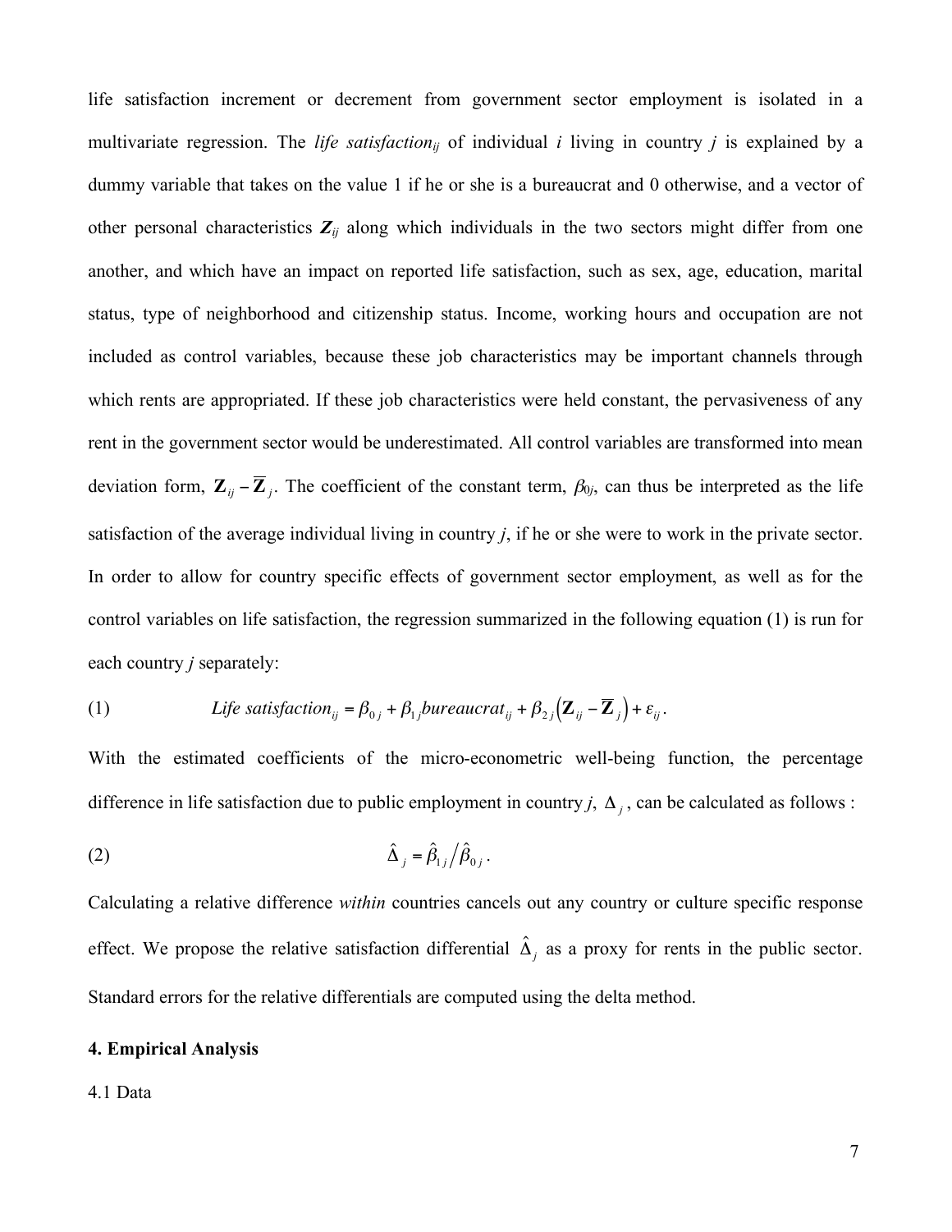life satisfaction increment or decrement from government sector employment is isolated in a multivariate regression. The *life satisfaction*$_{ij}$ of individual $i$ living in country $j$ is explained by a dummy variable that takes on the value 1 if he or she is a bureaucrat and 0 otherwise, and a vector of other personal characteristics $\mathbf{Z}_{ij}$ along which individuals in the two sectors might differ from one another, and which have an impact on reported life satisfaction, such as sex, age, education, marital status, type of neighborhood and citizenship status. Income, working hours and occupation are not included as control variables, because these job characteristics may be important channels through which rents are appropriated. If these job characteristics were held constant, the pervasiveness of any rent in the government sector would be underestimated. All control variables are transformed into mean deviation form, $\mathbf{Z}_{ij} - \overline{\mathbf{Z}}_j$. The coefficient of the constant term, $\beta_{0j}$, can thus be interpreted as the life satisfaction of the average individual living in country $j$, if he or she were to work in the private sector. In order to allow for country specific effects of government sector employment, as well as for the control variables on life satisfaction, the regression summarized in the following equation (1) is run for each country $j$ separately:

$$\text{(1)} \qquad \textit{Life satisfaction}_{ij} = \beta_{0j} + \beta_{1j}\textit{bureaucrat}_{ij} + \beta_{2j}\left(\mathbf{Z}_{ij} - \overline{\mathbf{Z}}_j\right) + \varepsilon_{ij}.$$

With the estimated coefficients of the micro-econometric well-being function, the percentage difference in life satisfaction due to public employment in country $j$, $\Delta_j$, can be calculated as follows :

$$\text{(2)} \qquad \hat{\Delta}_j = \hat{\beta}_{1j} \big/ \hat{\beta}_{0j}.$$

Calculating a relative difference *within* countries cancels out any country or culture specific response effect. We propose the relative satisfaction differential $\hat{\Delta}_j$ as a proxy for rents in the public sector. Standard errors for the relative differentials are computed using the delta method.

## 4. Empirical Analysis

### 4.1 Data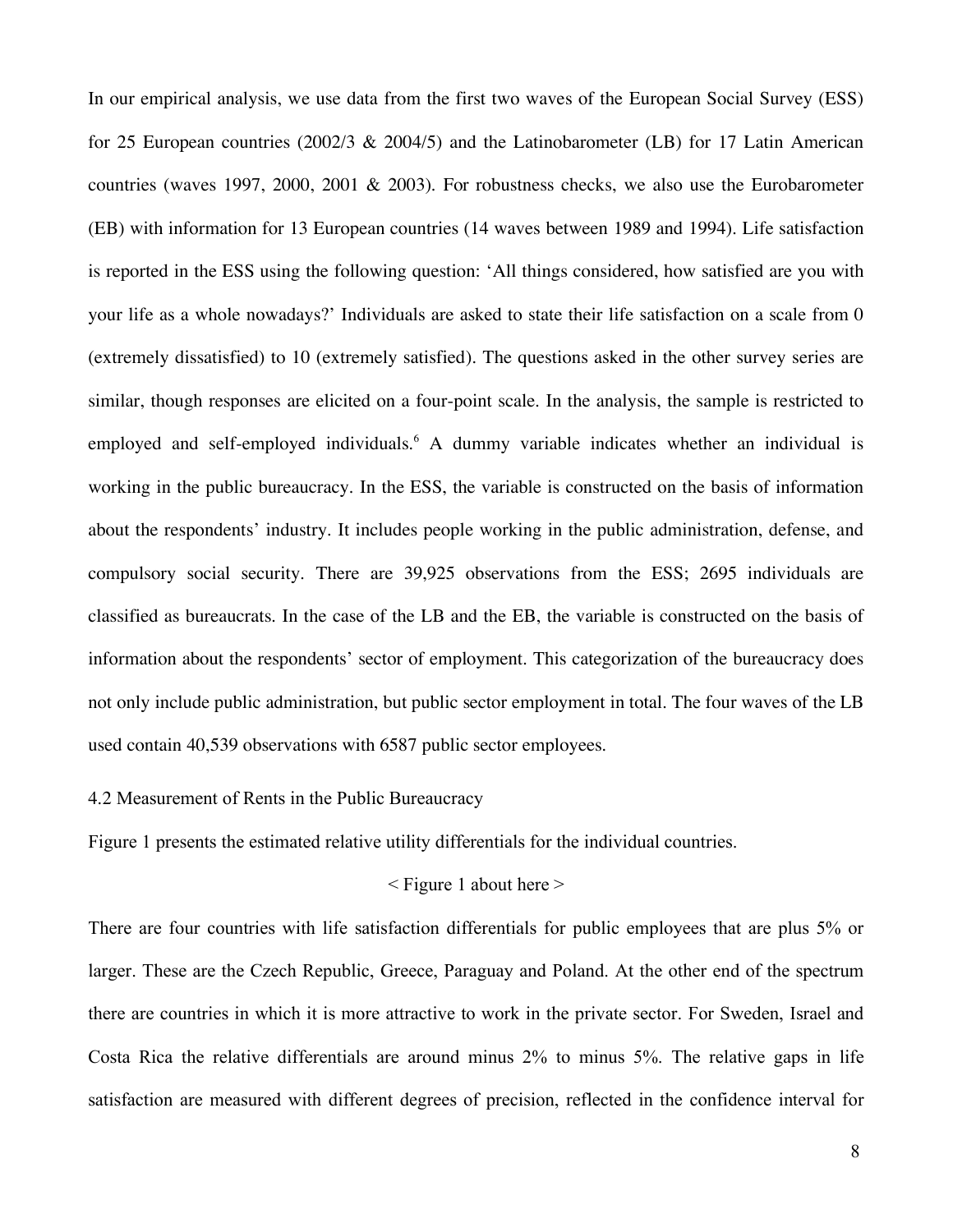In our empirical analysis, we use data from the first two waves of the European Social Survey (ESS) for 25 European countries (2002/3 & 2004/5) and the Latinobarometer (LB) for 17 Latin American countries (waves 1997, 2000, 2001 & 2003). For robustness checks, we also use the Eurobarometer (EB) with information for 13 European countries (14 waves between 1989 and 1994). Life satisfaction is reported in the ESS using the following question: 'All things considered, how satisfied are you with your life as a whole nowadays?' Individuals are asked to state their life satisfaction on a scale from 0 (extremely dissatisfied) to 10 (extremely satisfied). The questions asked in the other survey series are similar, though responses are elicited on a four-point scale. In the analysis, the sample is restricted to employed and self-employed individuals.[6] A dummy variable indicates whether an individual is working in the public bureaucracy. In the ESS, the variable is constructed on the basis of information about the respondents' industry. It includes people working in the public administration, defense, and compulsory social security. There are 39,925 observations from the ESS; 2695 individuals are classified as bureaucrats. In the case of the LB and the EB, the variable is constructed on the basis of information about the respondents' sector of employment. This categorization of the bureaucracy does not only include public administration, but public sector employment in total. The four waves of the LB used contain 40,539 observations with 6587 public sector employees.

## 4.2 Measurement of Rents in the Public Bureaucracy

Figure 1 presents the estimated relative utility differentials for the individual countries.

< Figure 1 about here >

There are four countries with life satisfaction differentials for public employees that are plus 5% or larger. These are the Czech Republic, Greece, Paraguay and Poland. At the other end of the spectrum there are countries in which it is more attractive to work in the private sector. For Sweden, Israel and Costa Rica the relative differentials are around minus 2% to minus 5%. The relative gaps in life satisfaction are measured with different degrees of precision, reflected in the confidence interval for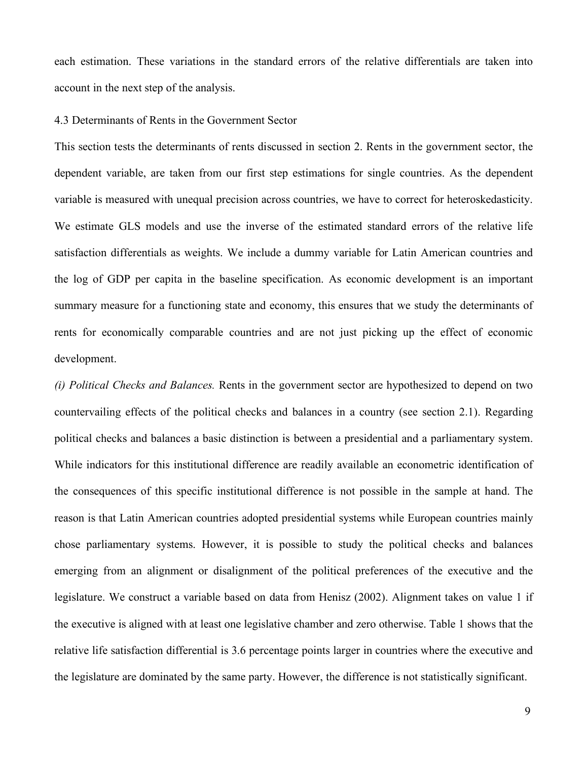each estimation. These variations in the standard errors of the relative differentials are taken into account in the next step of the analysis.

### 4.3 Determinants of Rents in the Government Sector

This section tests the determinants of rents discussed in section 2. Rents in the government sector, the dependent variable, are taken from our first step estimations for single countries. As the dependent variable is measured with unequal precision across countries, we have to correct for heteroskedasticity. We estimate GLS models and use the inverse of the estimated standard errors of the relative life satisfaction differentials as weights. We include a dummy variable for Latin American countries and the log of GDP per capita in the baseline specification. As economic development is an important summary measure for a functioning state and economy, this ensures that we study the determinants of rents for economically comparable countries and are not just picking up the effect of economic development.

*(i) Political Checks and Balances.* Rents in the government sector are hypothesized to depend on two countervailing effects of the political checks and balances in a country (see section 2.1). Regarding political checks and balances a basic distinction is between a presidential and a parliamentary system. While indicators for this institutional difference are readily available an econometric identification of the consequences of this specific institutional difference is not possible in the sample at hand. The reason is that Latin American countries adopted presidential systems while European countries mainly chose parliamentary systems. However, it is possible to study the political checks and balances emerging from an alignment or disalignment of the political preferences of the executive and the legislature. We construct a variable based on data from Henisz (2002). Alignment takes on value 1 if the executive is aligned with at least one legislative chamber and zero otherwise. Table 1 shows that the relative life satisfaction differential is 3.6 percentage points larger in countries where the executive and the legislature are dominated by the same party. However, the difference is not statistically significant.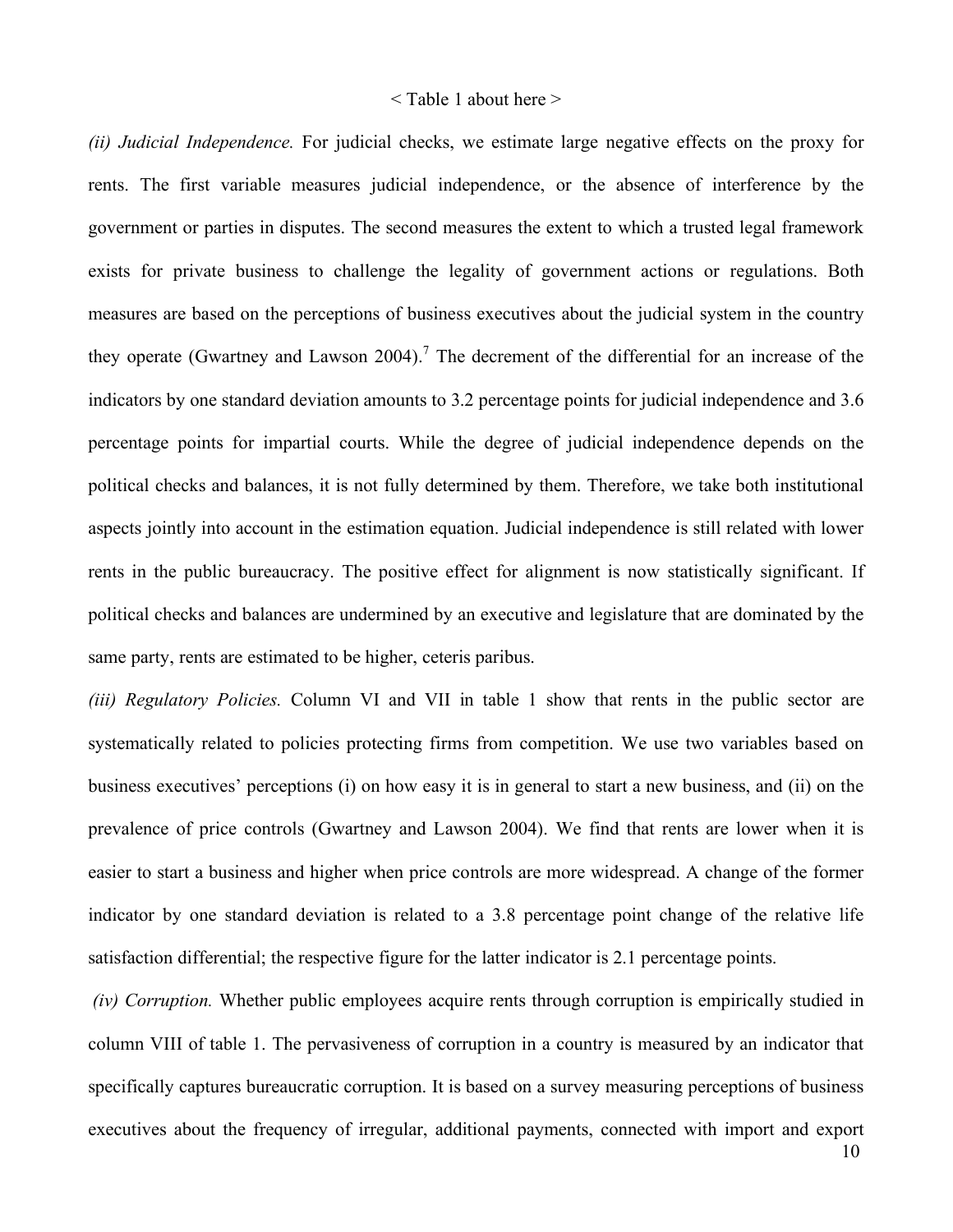< Table 1 about here >

*(ii) Judicial Independence.* For judicial checks, we estimate large negative effects on the proxy for rents. The first variable measures judicial independence, or the absence of interference by the government or parties in disputes. The second measures the extent to which a trusted legal framework exists for private business to challenge the legality of government actions or regulations. Both measures are based on the perceptions of business executives about the judicial system in the country they operate (Gwartney and Lawson 2004).[7] The decrement of the differential for an increase of the indicators by one standard deviation amounts to 3.2 percentage points for judicial independence and 3.6 percentage points for impartial courts. While the degree of judicial independence depends on the political checks and balances, it is not fully determined by them. Therefore, we take both institutional aspects jointly into account in the estimation equation. Judicial independence is still related with lower rents in the public bureaucracy. The positive effect for alignment is now statistically significant. If political checks and balances are undermined by an executive and legislature that are dominated by the same party, rents are estimated to be higher, ceteris paribus.

*(iii) Regulatory Policies.* Column VI and VII in table 1 show that rents in the public sector are systematically related to policies protecting firms from competition. We use two variables based on business executives' perceptions (i) on how easy it is in general to start a new business, and (ii) on the prevalence of price controls (Gwartney and Lawson 2004). We find that rents are lower when it is easier to start a business and higher when price controls are more widespread. A change of the former indicator by one standard deviation is related to a 3.8 percentage point change of the relative life satisfaction differential; the respective figure for the latter indicator is 2.1 percentage points.

*(iv) Corruption.* Whether public employees acquire rents through corruption is empirically studied in column VIII of table 1. The pervasiveness of corruption in a country is measured by an indicator that specifically captures bureaucratic corruption. It is based on a survey measuring perceptions of business executives about the frequency of irregular, additional payments, connected with import and export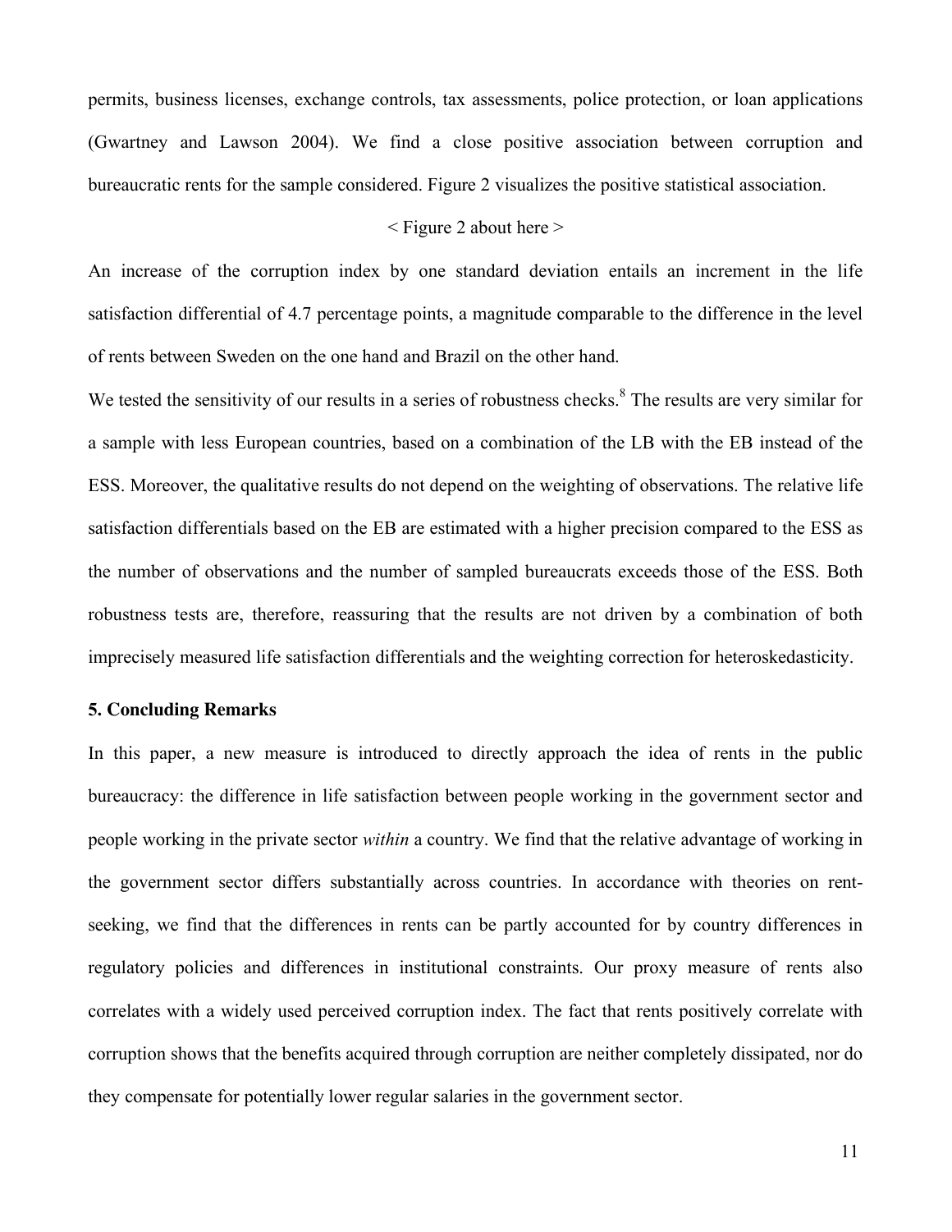permits, business licenses, exchange controls, tax assessments, police protection, or loan applications (Gwartney and Lawson 2004). We find a close positive association between corruption and bureaucratic rents for the sample considered. Figure 2 visualizes the positive statistical association.

< Figure 2 about here >

An increase of the corruption index by one standard deviation entails an increment in the life satisfaction differential of 4.7 percentage points, a magnitude comparable to the difference in the level of rents between Sweden on the one hand and Brazil on the other hand.

We tested the sensitivity of our results in a series of robustness checks.[8] The results are very similar for a sample with less European countries, based on a combination of the LB with the EB instead of the ESS. Moreover, the qualitative results do not depend on the weighting of observations. The relative life satisfaction differentials based on the EB are estimated with a higher precision compared to the ESS as the number of observations and the number of sampled bureaucrats exceeds those of the ESS. Both robustness tests are, therefore, reassuring that the results are not driven by a combination of both imprecisely measured life satisfaction differentials and the weighting correction for heteroskedasticity.

## 5. Concluding Remarks

In this paper, a new measure is introduced to directly approach the idea of rents in the public bureaucracy: the difference in life satisfaction between people working in the government sector and people working in the private sector *within* a country. We find that the relative advantage of working in the government sector differs substantially across countries. In accordance with theories on rent-seeking, we find that the differences in rents can be partly accounted for by country differences in regulatory policies and differences in institutional constraints. Our proxy measure of rents also correlates with a widely used perceived corruption index. The fact that rents positively correlate with corruption shows that the benefits acquired through corruption are neither completely dissipated, nor do they compensate for potentially lower regular salaries in the government sector.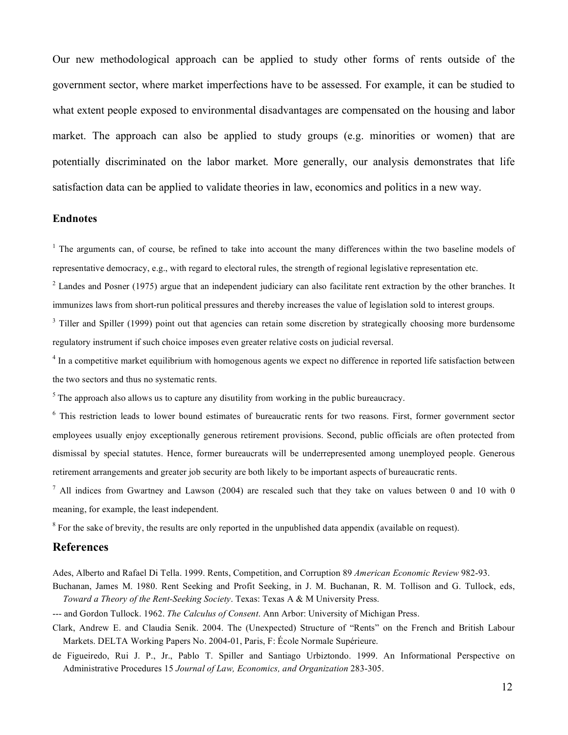Our new methodological approach can be applied to study other forms of rents outside of the government sector, where market imperfections have to be assessed. For example, it can be studied to what extent people exposed to environmental disadvantages are compensated on the housing and labor market. The approach can also be applied to study groups (e.g. minorities or women) that are potentially discriminated on the labor market. More generally, our analysis demonstrates that life satisfaction data can be applied to validate theories in law, economics and politics in a new way.

### Endnotes

[1] The arguments can, of course, be refined to take into account the many differences within the two baseline models of representative democracy, e.g., with regard to electoral rules, the strength of regional legislative representation etc.

[2] Landes and Posner (1975) argue that an independent judiciary can also facilitate rent extraction by the other branches. It immunizes laws from short-run political pressures and thereby increases the value of legislation sold to interest groups.

[3] Tiller and Spiller (1999) point out that agencies can retain some discretion by strategically choosing more burdensome regulatory instrument if such choice imposes even greater relative costs on judicial reversal.

[4] In a competitive market equilibrium with homogenous agents we expect no difference in reported life satisfaction between the two sectors and thus no systematic rents.

[5] The approach also allows us to capture any disutility from working in the public bureaucracy.

[6] This restriction leads to lower bound estimates of bureaucratic rents for two reasons. First, former government sector employees usually enjoy exceptionally generous retirement provisions. Second, public officials are often protected from dismissal by special statutes. Hence, former bureaucrats will be underrepresented among unemployed people. Generous retirement arrangements and greater job security are both likely to be important aspects of bureaucratic rents.

[7] All indices from Gwartney and Lawson (2004) are rescaled such that they take on values between 0 and 10 with 0 meaning, for example, the least independent.

[8] For the sake of brevity, the results are only reported in the unpublished data appendix (available on request).

## References

Ades, Alberto and Rafael Di Tella. 1999. Rents, Competition, and Corruption 89 *American Economic Review* 982-93.

Buchanan, James M. 1980. Rent Seeking and Profit Seeking, in J. M. Buchanan, R. M. Tollison and G. Tullock, eds, *Toward a Theory of the Rent-Seeking Society*. Texas: Texas A & M University Press.

--- and Gordon Tullock. 1962. *The Calculus of Consent*. Ann Arbor: University of Michigan Press.

Clark, Andrew E. and Claudia Senik. 2004. The (Unexpected) Structure of "Rents" on the French and British Labour Markets. DELTA Working Papers No. 2004-01, Paris, F: École Normale Supérieure.

de Figueiredo, Rui J. P., Jr., Pablo T. Spiller and Santiago Urbiztondo. 1999. An Informational Perspective on Administrative Procedures 15 *Journal of Law, Economics, and Organization* 283-305.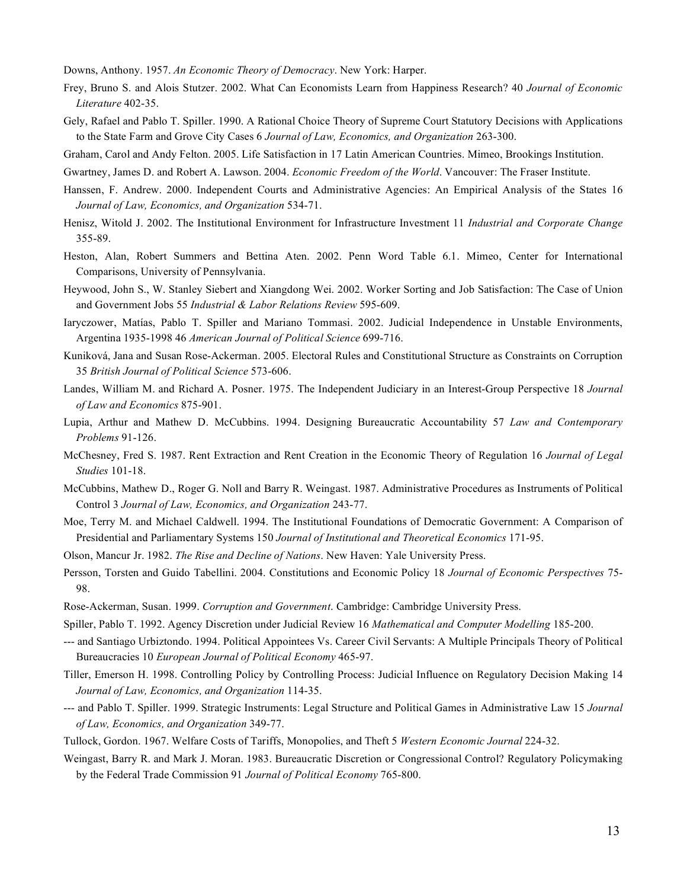Downs, Anthony. 1957. *An Economic Theory of Democracy*. New York: Harper.

Frey, Bruno S. and Alois Stutzer. 2002. What Can Economists Learn from Happiness Research? 40 *Journal of Economic Literature* 402-35.

Gely, Rafael and Pablo T. Spiller. 1990. A Rational Choice Theory of Supreme Court Statutory Decisions with Applications to the State Farm and Grove City Cases 6 *Journal of Law, Economics, and Organization* 263-300.

Graham, Carol and Andy Felton. 2005. Life Satisfaction in 17 Latin American Countries. Mimeo, Brookings Institution.

Gwartney, James D. and Robert A. Lawson. 2004. *Economic Freedom of the World*. Vancouver: The Fraser Institute.

Hanssen, F. Andrew. 2000. Independent Courts and Administrative Agencies: An Empirical Analysis of the States 16 *Journal of Law, Economics, and Organization* 534-71.

Henisz, Witold J. 2002. The Institutional Environment for Infrastructure Investment 11 *Industrial and Corporate Change* 355-89.

Heston, Alan, Robert Summers and Bettina Aten. 2002. Penn Word Table 6.1. Mimeo, Center for International Comparisons, University of Pennsylvania.

Heywood, John S., W. Stanley Siebert and Xiangdong Wei. 2002. Worker Sorting and Job Satisfaction: The Case of Union and Government Jobs 55 *Industrial & Labor Relations Review* 595-609.

Iaryczower, Matías, Pablo T. Spiller and Mariano Tommasi. 2002. Judicial Independence in Unstable Environments, Argentina 1935-1998 46 *American Journal of Political Science* 699-716.

Kuniková, Jana and Susan Rose-Ackerman. 2005. Electoral Rules and Constitutional Structure as Constraints on Corruption 35 *British Journal of Political Science* 573-606.

Landes, William M. and Richard A. Posner. 1975. The Independent Judiciary in an Interest-Group Perspective 18 *Journal of Law and Economics* 875-901.

Lupia, Arthur and Mathew D. McCubbins. 1994. Designing Bureaucratic Accountability 57 *Law and Contemporary Problems* 91-126.

McChesney, Fred S. 1987. Rent Extraction and Rent Creation in the Economic Theory of Regulation 16 *Journal of Legal Studies* 101-18.

McCubbins, Mathew D., Roger G. Noll and Barry R. Weingast. 1987. Administrative Procedures as Instruments of Political Control 3 *Journal of Law, Economics, and Organization* 243-77.

Moe, Terry M. and Michael Caldwell. 1994. The Institutional Foundations of Democratic Government: A Comparison of Presidential and Parliamentary Systems 150 *Journal of Institutional and Theoretical Economics* 171-95.

Olson, Mancur Jr. 1982. *The Rise and Decline of Nations*. New Haven: Yale University Press.

Persson, Torsten and Guido Tabellini. 2004. Constitutions and Economic Policy 18 *Journal of Economic Perspectives* 75-98.

Rose-Ackerman, Susan. 1999. *Corruption and Government*. Cambridge: Cambridge University Press.

Spiller, Pablo T. 1992. Agency Discretion under Judicial Review 16 *Mathematical and Computer Modelling* 185-200.

--- and Santiago Urbiztondo. 1994. Political Appointees Vs. Career Civil Servants: A Multiple Principals Theory of Political Bureaucracies 10 *European Journal of Political Economy* 465-97.

Tiller, Emerson H. 1998. Controlling Policy by Controlling Process: Judicial Influence on Regulatory Decision Making 14 *Journal of Law, Economics, and Organization* 114-35.

--- and Pablo T. Spiller. 1999. Strategic Instruments: Legal Structure and Political Games in Administrative Law 15 *Journal of Law, Economics, and Organization* 349-77.

Tullock, Gordon. 1967. Welfare Costs of Tariffs, Monopolies, and Theft 5 *Western Economic Journal* 224-32.

Weingast, Barry R. and Mark J. Moran. 1983. Bureaucratic Discretion or Congressional Control? Regulatory Policymaking by the Federal Trade Commission 91 *Journal of Political Economy* 765-800.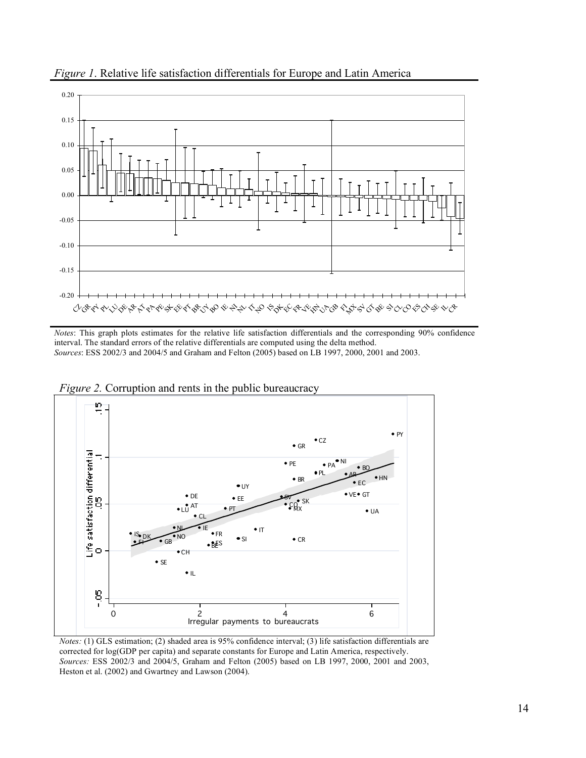*Figure 1*. Relative life satisfaction differentials for Europe and Latin America

*Notes*: This graph plots estimates for the relative life satisfaction differentials and the corresponding 90% confidence interval. The standard errors of the relative differentials are computed using the delta method.
*Sources*: ESS 2002/3 and 2004/5 and Graham and Felton (2005) based on LB 1997, 2000, 2001 and 2003.

*Figure 2.* Corruption and rents in the public bureaucracy

*Notes:* (1) GLS estimation; (2) shaded area is 95% confidence interval; (3) life satisfaction differentials are corrected for log(GDP per capita) and separate constants for Europe and Latin America, respectively.
*Sources:* ESS 2002/3 and 2004/5, Graham and Felton (2005) based on LB 1997, 2000, 2001 and 2003, Heston et al. (2002) and Gwartney and Lawson (2004).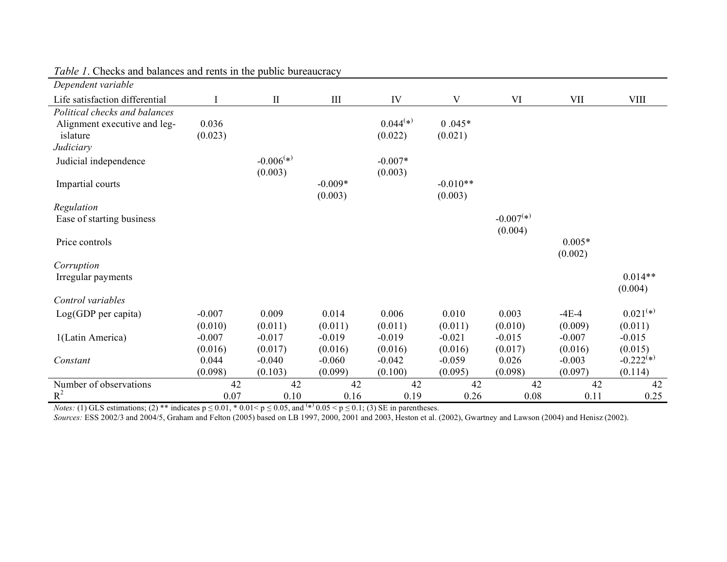*Table 1*. Checks and balances and rents in the public bureaucracy

| *Dependent variable* | | | | | | | | |
|---|---|---|---|---|---|---|---|---|
| Life satisfaction differential | I | II | III | IV | V | VI | VII | VIII |
| *Political checks and balances* | | | | | | | | |
| Alignment executive and legislature | 0.036 | | | $0.044^{(*)}$ | 0 .045* | | | |
| | (0.023) | | | (0.022) | (0.021) | | | |
| *Judiciary* | | | | | | | | |
| Judicial independence | | $-0.006^{(*)}$ | | -0.007* | | | | |
| | | (0.003) | | (0.003) | | | | |
| Impartial courts | | | -0.009* | | -0.010** | | | |
| | | | (0.003) | | (0.003) | | | |
| *Regulation* | | | | | | | | |
| Ease of starting business | | | | | | $-0.007^{(*)}$ | | |
| | | | | | | (0.004) | | |
| Price controls | | | | | | | 0.005* | |
| | | | | | | | (0.002) | |
| *Corruption* | | | | | | | | |
| Irregular payments | | | | | | | | 0.014** |
| | | | | | | | | (0.004) |
| *Control variables* | | | | | | | | |
| Log(GDP per capita) | -0.007 | 0.009 | 0.014 | 0.006 | 0.010 | 0.003 | -4E-4 | $0.021^{(*)}$ |
| | (0.010) | (0.011) | (0.011) | (0.011) | (0.011) | (0.010) | (0.009) | (0.011) |
| 1(Latin America) | -0.007 | -0.017 | -0.019 | -0.019 | -0.021 | -0.015 | -0.007 | -0.015 |
| | (0.016) | (0.017) | (0.016) | (0.016) | (0.016) | (0.017) | (0.016) | (0.015) |
| *Constant* | 0.044 | -0.040 | -0.060 | -0.042 | -0.059 | 0.026 | -0.003 | $-0.222^{(*)}$ |
| | (0.098) | (0.103) | (0.099) | (0.100) | (0.095) | (0.098) | (0.097) | (0.114) |
| Number of observations | 42 | 42 | 42 | 42 | 42 | 42 | 42 | 42 |
| $R^2$ | 0.07 | 0.10 | 0.16 | 0.19 | 0.26 | 0.08 | 0.11 | 0.25 |

*Notes:* (1) GLS estimations; (2) ** indicates $p \leq 0.01$, * $0.01 < p \leq 0.05$, and $^{(*)}$ $0.05 < p \leq 0.1$; (3) SE in parentheses.

*Sources:* ESS 2002/3 and 2004/5, Graham and Felton (2005) based on LB 1997, 2000, 2001 and 2003, Heston et al. (2002), Gwartney and Lawson (2004) and Henisz (2002).